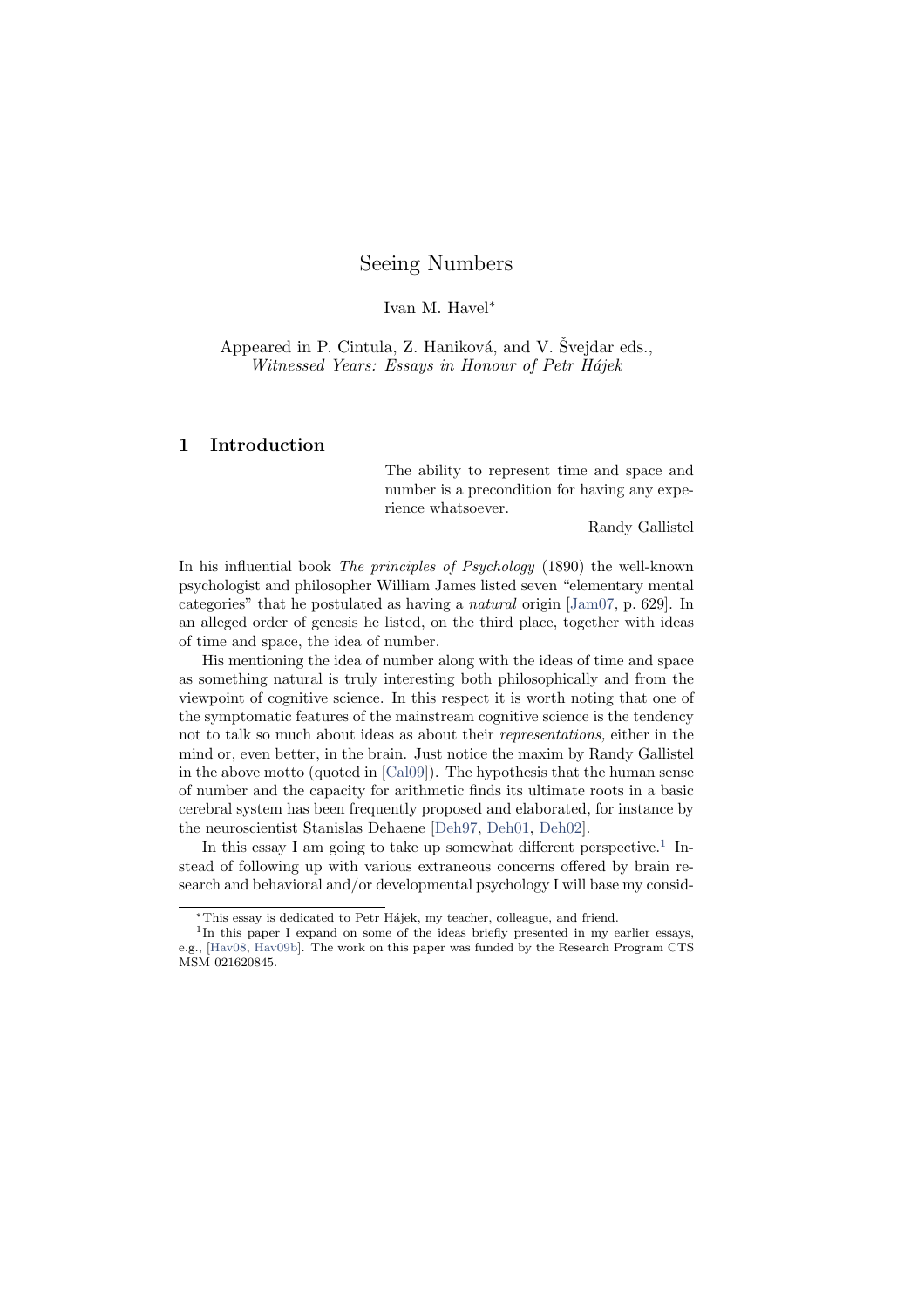# Seeing Numbers

Ivan M. Havel*

Appeared in P. Cintula, Z. Haniková, and V. Švejdar eds.,
*Witnessed Years: Essays in Honour of Petr Hájek*

## 1 Introduction

> The ability to represent time and space and number is a precondition for having any experience whatsoever.
>
> Randy Gallistel

In his influential book *The principles of Psychology* (1890) the well-known psychologist and philosopher William James listed seven "elementary mental categories" that he postulated as having a *natural* origin [Jam07, p. 629]. In an alleged order of genesis he listed, on the third place, together with ideas of time and space, the idea of number.

His mentioning the idea of number along with the ideas of time and space as something natural is truly interesting both philosophically and from the viewpoint of cognitive science. In this respect it is worth noting that one of the symptomatic features of the mainstream cognitive science is the tendency not to talk so much about ideas as about their *representations,* either in the mind or, even better, in the brain. Just notice the maxim by Randy Gallistel in the above motto (quoted in [Cal09]). The hypothesis that the human sense of number and the capacity for arithmetic finds its ultimate roots in a basic cerebral system has been frequently proposed and elaborated, for instance by the neuroscientist Stanislas Dehaene [Deh97, Deh01, Deh02].

In this essay I am going to take up somewhat different perspective.[1] Instead of following up with various extraneous concerns offered by brain research and behavioral and/or developmental psychology I will base my consid-

---

*This essay is dedicated to Petr Hájek, my teacher, colleague, and friend.

[1] In this paper I expand on some of the ideas briefly presented in my earlier essays, e.g., [Hav08, Hav09b]. The work on this paper was funded by the Research Program CTS MSM 021620845.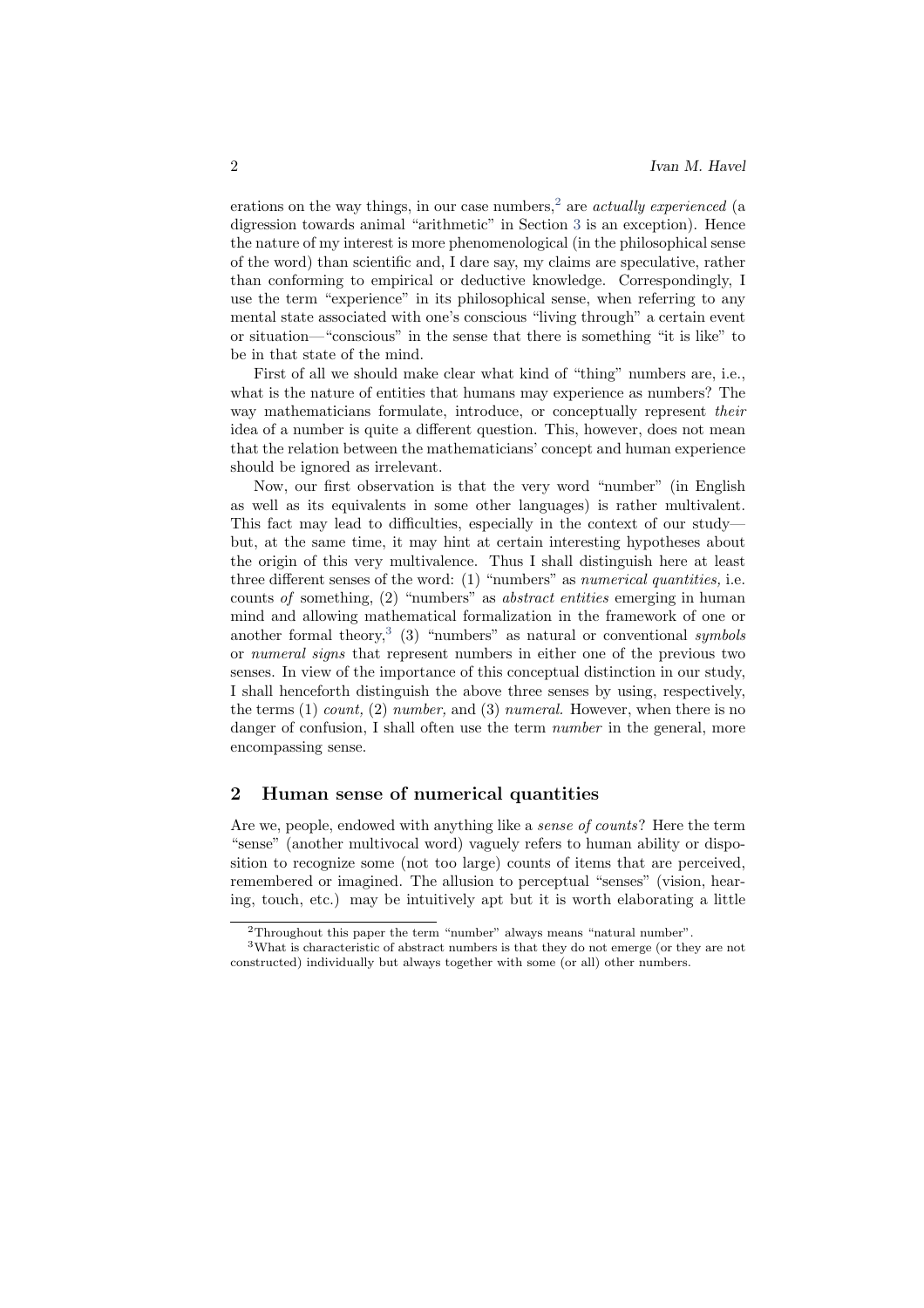erations on the way things, in our case numbers,[2] are *actually experienced* (a digression towards animal "arithmetic" in Section 3 is an exception). Hence the nature of my interest is more phenomenological (in the philosophical sense of the word) than scientific and, I dare say, my claims are speculative, rather than conforming to empirical or deductive knowledge. Correspondingly, I use the term "experience" in its philosophical sense, when referring to any mental state associated with one's conscious "living through" a certain event or situation—"conscious" in the sense that there is something "it is like" to be in that state of the mind.

First of all we should make clear what kind of "thing" numbers are, i.e., what is the nature of entities that humans may experience as numbers? The way mathematicians formulate, introduce, or conceptually represent *their* idea of a number is quite a different question. This, however, does not mean that the relation between the mathematicians' concept and human experience should be ignored as irrelevant.

Now, our first observation is that the very word "number" (in English as well as its equivalents in some other languages) is rather multivalent. This fact may lead to difficulties, especially in the context of our study—but, at the same time, it may hint at certain interesting hypotheses about the origin of this very multivalence. Thus I shall distinguish here at least three different senses of the word: (1) "numbers" as *numerical quantities,* i.e. counts *of* something, (2) "numbers" as *abstract entities* emerging in human mind and allowing mathematical formalization in the framework of one or another formal theory,[3] (3) "numbers" as natural or conventional *symbols* or *numeral signs* that represent numbers in either one of the previous two senses. In view of the importance of this conceptual distinction in our study, I shall henceforth distinguish the above three senses by using, respectively, the terms (1) *count,* (2) *number,* and (3) *numeral.* However, when there is no danger of confusion, I shall often use the term *number* in the general, more encompassing sense.

## 2 Human sense of numerical quantities

Are we, people, endowed with anything like a *sense of counts*? Here the term "sense" (another multivocal word) vaguely refers to human ability or disposition to recognize some (not too large) counts of items that are perceived, remembered or imagined. The allusion to perceptual "senses" (vision, hearing, touch, etc.) may be intuitively apt but it is worth elaborating a little

[2] Throughout this paper the term "number" always means "natural number".

[3] What is characteristic of abstract numbers is that they do not emerge (or they are not constructed) individually but always together with some (or all) other numbers.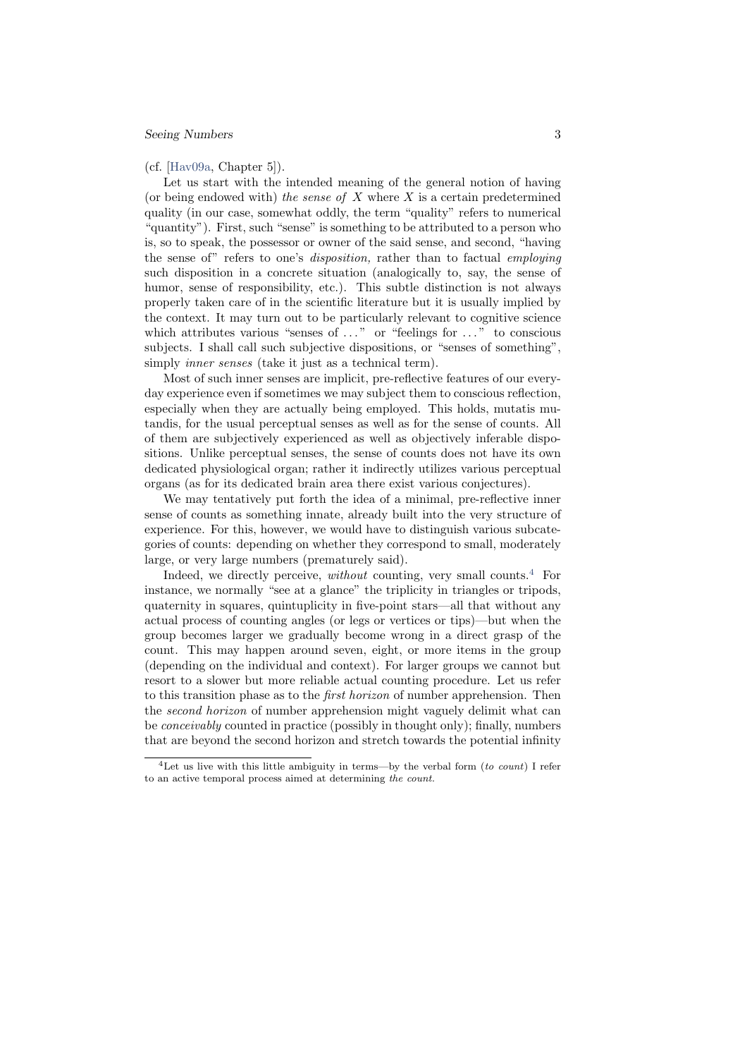(cf. [Hav09a, Chapter 5]).

Let us start with the intended meaning of the general notion of having (or being endowed with) *the sense of* $X$ where $X$ is a certain predetermined quality (in our case, somewhat oddly, the term "quality" refers to numerical "quantity"). First, such "sense" is something to be attributed to a person who is, so to speak, the possessor or owner of the said sense, and second, "having the sense of" refers to one's *disposition,* rather than to factual *employing* such disposition in a concrete situation (analogically to, say, the sense of humor, sense of responsibility, etc.). This subtle distinction is not always properly taken care of in the scientific literature but it is usually implied by the context. It may turn out to be particularly relevant to cognitive science which attributes various "senses of ..." or "feelings for ..." to conscious subjects. I shall call such subjective dispositions, or "senses of something", simply *inner senses* (take it just as a technical term).

Most of such inner senses are implicit, pre-reflective features of our everyday experience even if sometimes we may subject them to conscious reflection, especially when they are actually being employed. This holds, mutatis mutandis, for the usual perceptual senses as well as for the sense of counts. All of them are subjectively experienced as well as objectively inferable dispositions. Unlike perceptual senses, the sense of counts does not have its own dedicated physiological organ; rather it indirectly utilizes various perceptual organs (as for its dedicated brain area there exist various conjectures).

We may tentatively put forth the idea of a minimal, pre-reflective inner sense of counts as something innate, already built into the very structure of experience. For this, however, we would have to distinguish various subcategories of counts: depending on whether they correspond to small, moderately large, or very large numbers (prematurely said).

Indeed, we directly perceive, *without* counting, very small counts.[4] For instance, we normally "see at a glance" the triplicity in triangles or tripods, quaternity in squares, quintuplicity in five-point stars—all that without any actual process of counting angles (or legs or vertices or tips)—but when the group becomes larger we gradually become wrong in a direct grasp of the count. This may happen around seven, eight, or more items in the group (depending on the individual and context). For larger groups we cannot but resort to a slower but more reliable actual counting procedure. Let us refer to this transition phase as to the *first horizon* of number apprehension. Then the *second horizon* of number apprehension might vaguely delimit what can be *conceivably* counted in practice (possibly in thought only); finally, numbers that are beyond the second horizon and stretch towards the potential infinity

[4] Let us live with this little ambiguity in terms—by the verbal form (*to count*) I refer to an active temporal process aimed at determining *the count.*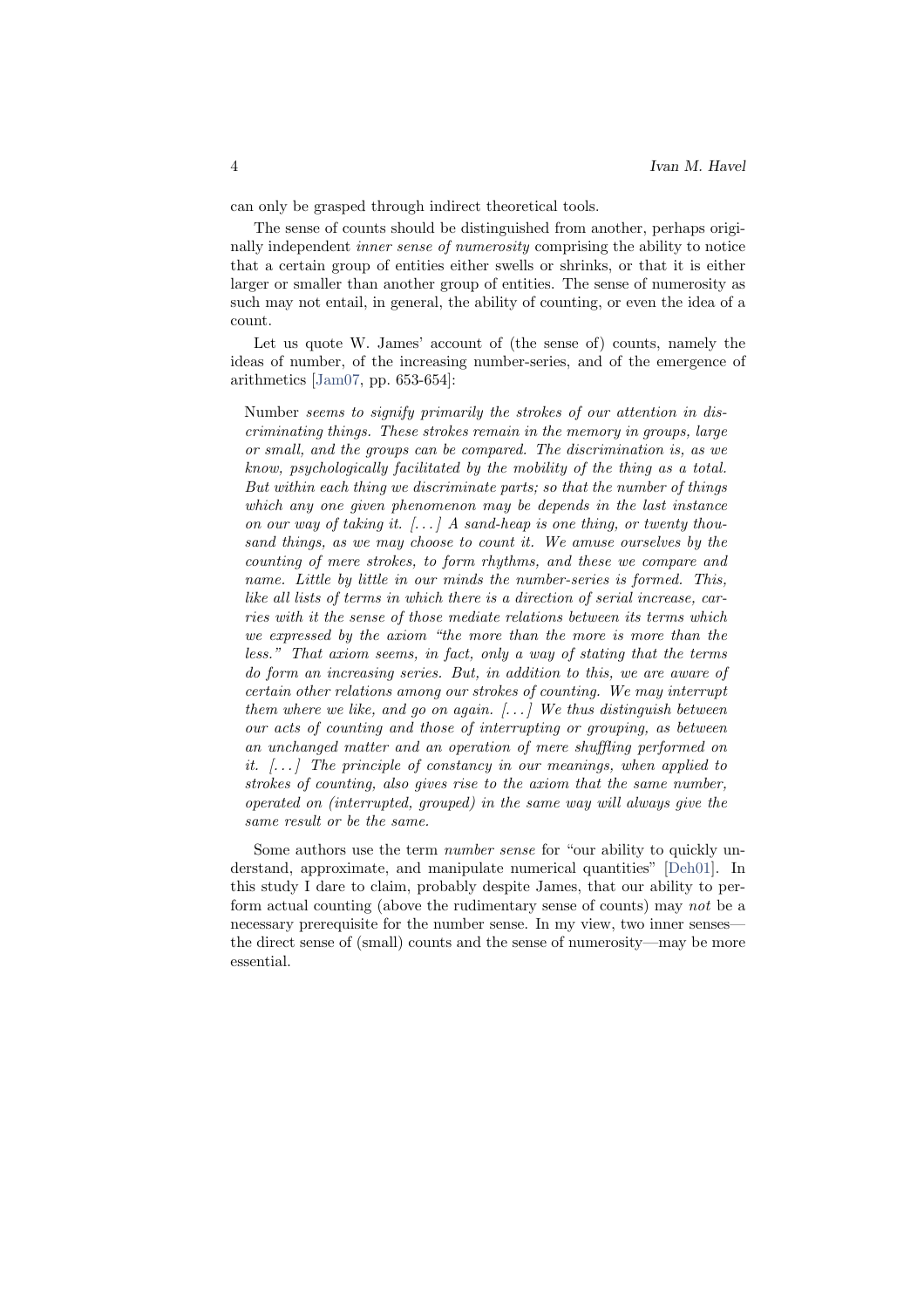can only be grasped through indirect theoretical tools.

The sense of counts should be distinguished from another, perhaps originally independent *inner sense of numerosity* comprising the ability to notice that a certain group of entities either swells or shrinks, or that it is either larger or smaller than another group of entities. The sense of numerosity as such may not entail, in general, the ability of counting, or even the idea of a count.

Let us quote W. James' account of (the sense of) counts, namely the ideas of number, of the increasing number-series, and of the emergence of arithmetics [Jam07, pp. 653-654]:

> Number *seems to signify primarily the strokes of our attention in discriminating things. These strokes remain in the memory in groups, large or small, and the groups can be compared. The discrimination is, as we know, psychologically facilitated by the mobility of the thing as a total. But within each thing we discriminate parts; so that the number of things which any one given phenomenon may be depends in the last instance on our way of taking it. [...] A sand-heap is one thing, or twenty thousand things, as we may choose to count it. We amuse ourselves by the counting of mere strokes, to form rhythms, and these we compare and name. Little by little in our minds the number-series is formed. This, like all lists of terms in which there is a direction of serial increase, carries with it the sense of those mediate relations between its terms which we expressed by the axiom "the more than the more is more than the less." That axiom seems, in fact, only a way of stating that the terms do form an increasing series. But, in addition to this, we are aware of certain other relations among our strokes of counting. We may interrupt them where we like, and go on again. [...] We thus distinguish between our acts of counting and those of interrupting or grouping, as between an unchanged matter and an operation of mere shuffling performed on it. [...] The principle of constancy in our meanings, when applied to strokes of counting, also gives rise to the axiom that the same number, operated on (interrupted, grouped) in the same way will always give the same result or be the same.*

Some authors use the term *number sense* for "our ability to quickly understand, approximate, and manipulate numerical quantities" [Deh01]. In this study I dare to claim, probably despite James, that our ability to perform actual counting (above the rudimentary sense of counts) may *not* be a necessary prerequisite for the number sense. In my view, two inner senses—the direct sense of (small) counts and the sense of numerosity—may be more essential.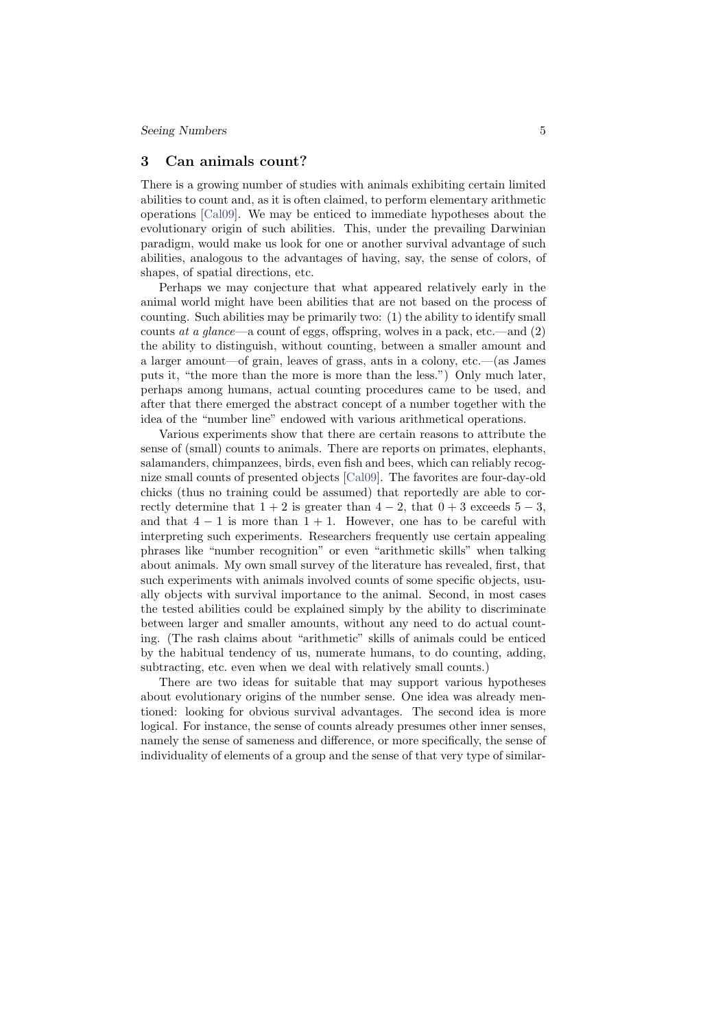## 3 Can animals count?

There is a growing number of studies with animals exhibiting certain limited abilities to count and, as it is often claimed, to perform elementary arithmetic operations [Cal09]. We may be enticed to immediate hypotheses about the evolutionary origin of such abilities. This, under the prevailing Darwinian paradigm, would make us look for one or another survival advantage of such abilities, analogous to the advantages of having, say, the sense of colors, of shapes, of spatial directions, etc.

Perhaps we may conjecture that what appeared relatively early in the animal world might have been abilities that are not based on the process of counting. Such abilities may be primarily two: (1) the ability to identify small counts *at a glance*—a count of eggs, offspring, wolves in a pack, etc.—and (2) the ability to distinguish, without counting, between a smaller amount and a larger amount—of grain, leaves of grass, ants in a colony, etc.—(as James puts it, "the more than the more is more than the less.") Only much later, perhaps among humans, actual counting procedures came to be used, and after that there emerged the abstract concept of a number together with the idea of the "number line" endowed with various arithmetical operations.

Various experiments show that there are certain reasons to attribute the sense of (small) counts to animals. There are reports on primates, elephants, salamanders, chimpanzees, birds, even fish and bees, which can reliably recognize small counts of presented objects [Cal09]. The favorites are four-day-old chicks (thus no training could be assumed) that reportedly are able to correctly determine that $1 + 2$ is greater than $4 - 2$, that $0 + 3$ exceeds $5 - 3$, and that $4 - 1$ is more than $1 + 1$. However, one has to be careful with interpreting such experiments. Researchers frequently use certain appealing phrases like "number recognition" or even "arithmetic skills" when talking about animals. My own small survey of the literature has revealed, first, that such experiments with animals involved counts of some specific objects, usually objects with survival importance to the animal. Second, in most cases the tested abilities could be explained simply by the ability to discriminate between larger and smaller amounts, without any need to do actual counting. (The rash claims about "arithmetic" skills of animals could be enticed by the habitual tendency of us, numerate humans, to do counting, adding, subtracting, etc. even when we deal with relatively small counts.)

There are two ideas for suitable that may support various hypotheses about evolutionary origins of the number sense. One idea was already mentioned: looking for obvious survival advantages. The second idea is more logical. For instance, the sense of counts already presumes other inner senses, namely the sense of sameness and difference, or more specifically, the sense of individuality of elements of a group and the sense of that very type of similar-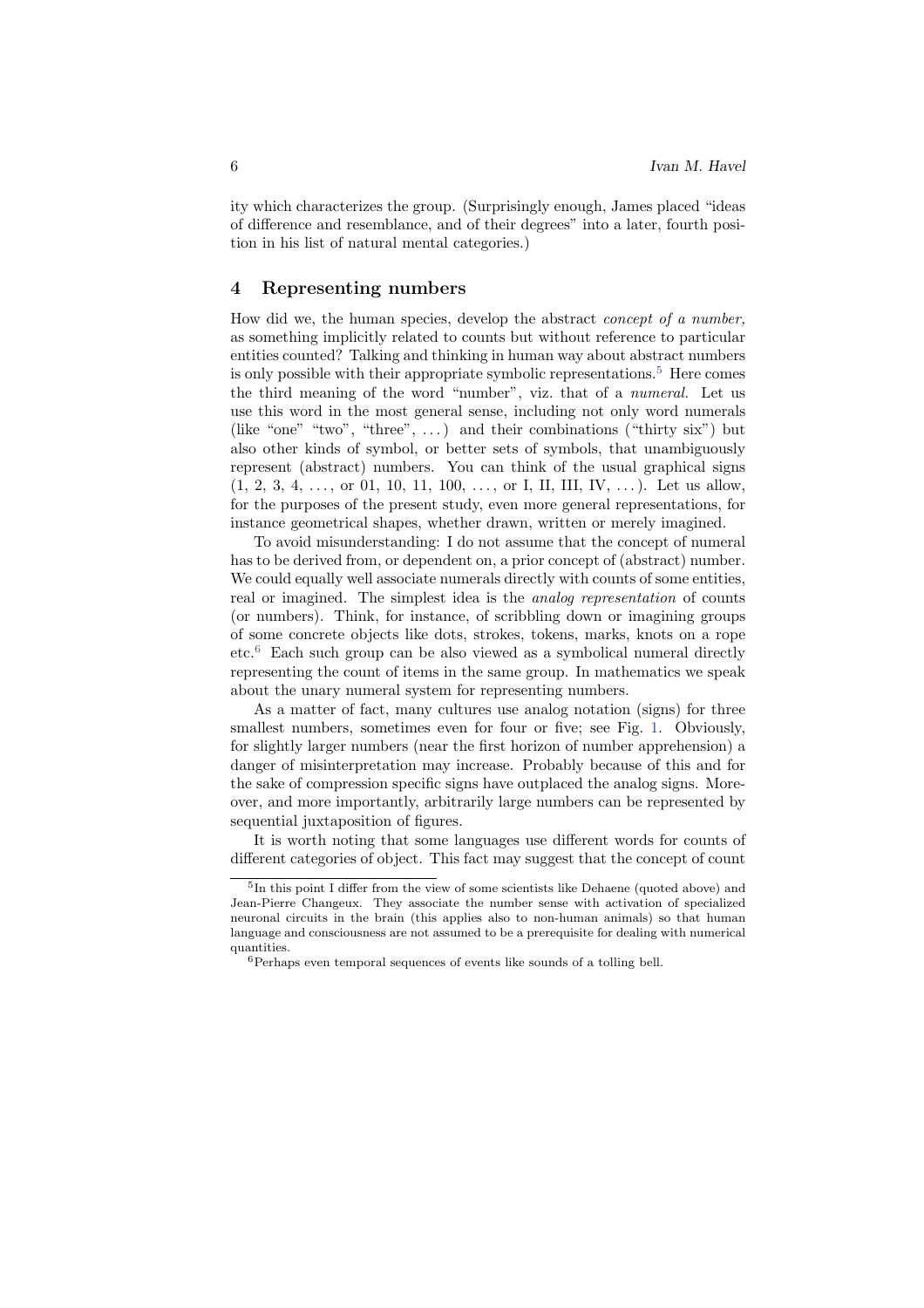ity which characterizes the group. (Surprisingly enough, James placed "ideas of difference and resemblance, and of their degrees" into a later, fourth position in his list of natural mental categories.)

## 4 Representing numbers

How did we, the human species, develop the abstract *concept of a number,* as something implicitly related to counts but without reference to particular entities counted? Talking and thinking in human way about abstract numbers is only possible with their appropriate symbolic representations.[5] Here comes the third meaning of the word "number", viz. that of a *numeral.* Let us use this word in the most general sense, including not only word numerals (like "one" "two", "three", ...) and their combinations ("thirty six") but also other kinds of symbol, or better sets of symbols, that unambiguously represent (abstract) numbers. You can think of the usual graphical signs (1, 2, 3, 4, ..., or 01, 10, 11, 100, ..., or I, II, III, IV, ...). Let us allow, for the purposes of the present study, even more general representations, for instance geometrical shapes, whether drawn, written or merely imagined.

To avoid misunderstanding: I do not assume that the concept of numeral has to be derived from, or dependent on, a prior concept of (abstract) number. We could equally well associate numerals directly with counts of some entities, real or imagined. The simplest idea is the *analog representation* of counts (or numbers). Think, for instance, of scribbling down or imagining groups of some concrete objects like dots, strokes, tokens, marks, knots on a rope etc.[6] Each such group can be also viewed as a symbolical numeral directly representing the count of items in the same group. In mathematics we speak about the unary numeral system for representing numbers.

As a matter of fact, many cultures use analog notation (signs) for three smallest numbers, sometimes even for four or five; see Fig. 1. Obviously, for slightly larger numbers (near the first horizon of number apprehension) a danger of misinterpretation may increase. Probably because of this and for the sake of compression specific signs have outplaced the analog signs. Moreover, and more importantly, arbitrarily large numbers can be represented by sequential juxtaposition of figures.

It is worth noting that some languages use different words for counts of different categories of object. This fact may suggest that the concept of count

---

[5] In this point I differ from the view of some scientists like Dehaene (quoted above) and Jean-Pierre Changeux. They associate the number sense with activation of specialized neuronal circuits in the brain (this applies also to non-human animals) so that human language and consciousness are not assumed to be a prerequisite for dealing with numerical quantities.

[6] Perhaps even temporal sequences of events like sounds of a tolling bell.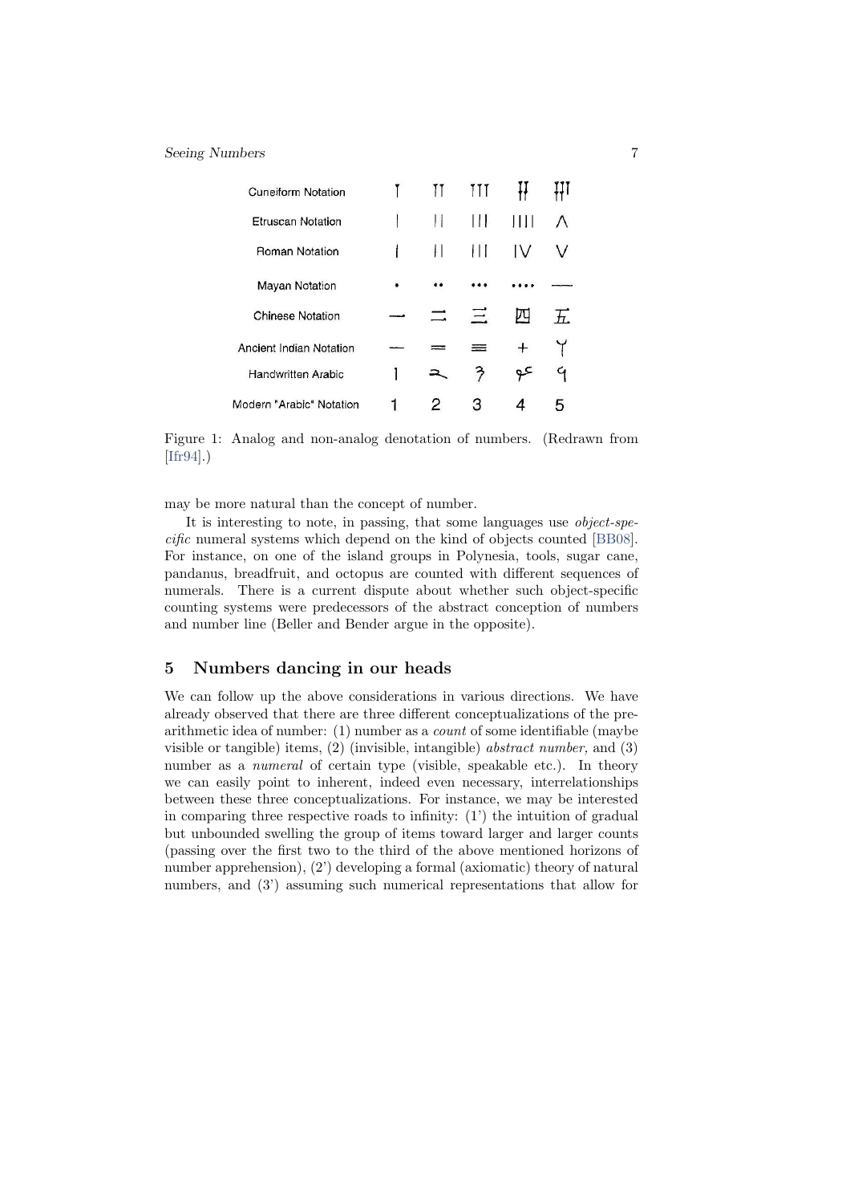Cuneiform Notation

Etruscan Notation

Roman Notation

Mayan Notation

Chinese Notation

Ancient Indian Notation

Handwritten Arabic

Modern "Arabic" Notation 1 2 3 4 5

Figure 1: Analog and non-analog denotation of numbers. (Redrawn from [Ifr94].)

may be more natural than the concept of number.

It is interesting to note, in passing, that some languages use *object-specific* numeral systems which depend on the kind of objects counted [BB08]. For instance, on one of the island groups in Polynesia, tools, sugar cane, pandanus, breadfruit, and octopus are counted with different sequences of numerals. There is a current dispute about whether such object-specific counting systems were predecessors of the abstract conception of numbers and number line (Beller and Bender argue in the opposite).

## 5 Numbers dancing in our heads

We can follow up the above considerations in various directions. We have already observed that there are three different conceptualizations of the pre-arithmetic idea of number: (1) number as a *count* of some identifiable (maybe visible or tangible) items, (2) (invisible, intangible) *abstract number,* and (3) number as a *numeral* of certain type (visible, speakable etc.). In theory we can easily point to inherent, indeed even necessary, interrelationships between these three conceptualizations. For instance, we may be interested in comparing three respective roads to infinity: (1') the intuition of gradual but unbounded swelling the group of items toward larger and larger counts (passing over the first two to the third of the above mentioned horizons of number apprehension), (2') developing a formal (axiomatic) theory of natural numbers, and (3') assuming such numerical representations that allow for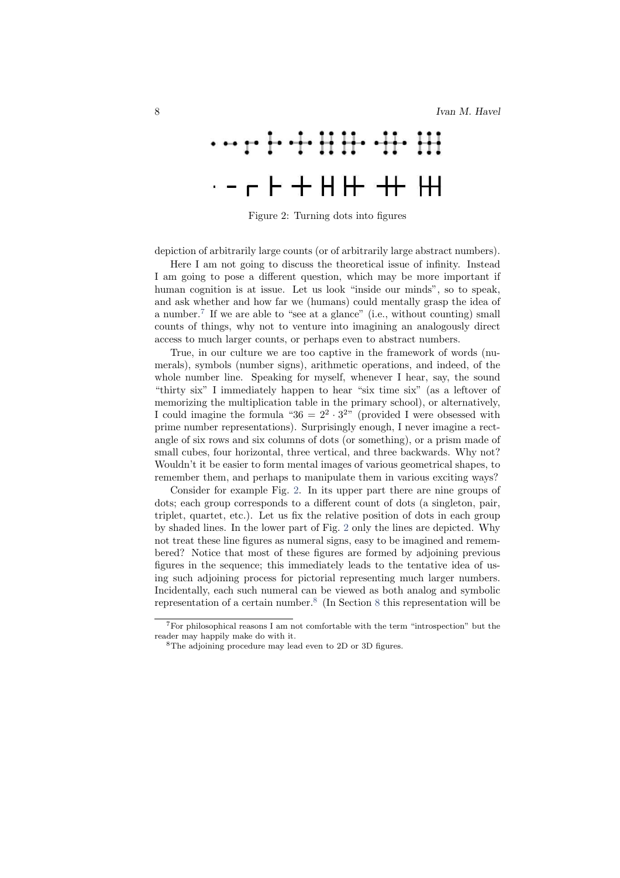Figure 2: Turning dots into figures

depiction of arbitrarily large counts (or of arbitrarily large abstract numbers).

Here I am not going to discuss the theoretical issue of infinity. Instead I am going to pose a different question, which may be more important if human cognition is at issue. Let us look "inside our minds", so to speak, and ask whether and how far we (humans) could mentally grasp the idea of a number.[7] If we are able to "see at a glance" (i.e., without counting) small counts of things, why not to venture into imagining an analogously direct access to much larger counts, or perhaps even to abstract numbers.

True, in our culture we are too captive in the framework of words (numerals), symbols (number signs), arithmetic operations, and indeed, of the whole number line. Speaking for myself, whenever I hear, say, the sound "thirty six" I immediately happen to hear "six time six" (as a leftover of memorizing the multiplication table in the primary school), or alternatively, I could imagine the formula "$36 = 2^2 \cdot 3^2$" (provided I were obsessed with prime number representations). Surprisingly enough, I never imagine a rectangle of six rows and six columns of dots (or something), or a prism made of small cubes, four horizontal, three vertical, and three backwards. Why not? Wouldn't it be easier to form mental images of various geometrical shapes, to remember them, and perhaps to manipulate them in various exciting ways?

Consider for example Fig. 2. In its upper part there are nine groups of dots; each group corresponds to a different count of dots (a singleton, pair, triplet, quartet, etc.). Let us fix the relative position of dots in each group by shaded lines. In the lower part of Fig. 2 only the lines are depicted. Why not treat these line figures as numeral signs, easy to be imagined and remembered? Notice that most of these figures are formed by adjoining previous figures in the sequence; this immediately leads to the tentative idea of using such adjoining process for pictorial representing much larger numbers. Incidentally, each such numeral can be viewed as both analog and symbolic representation of a certain number.[8] (In Section 8 this representation will be

[7] For philosophical reasons I am not comfortable with the term "introspection" but the reader may happily make do with it.

[8] The adjoining procedure may lead even to 2D or 3D figures.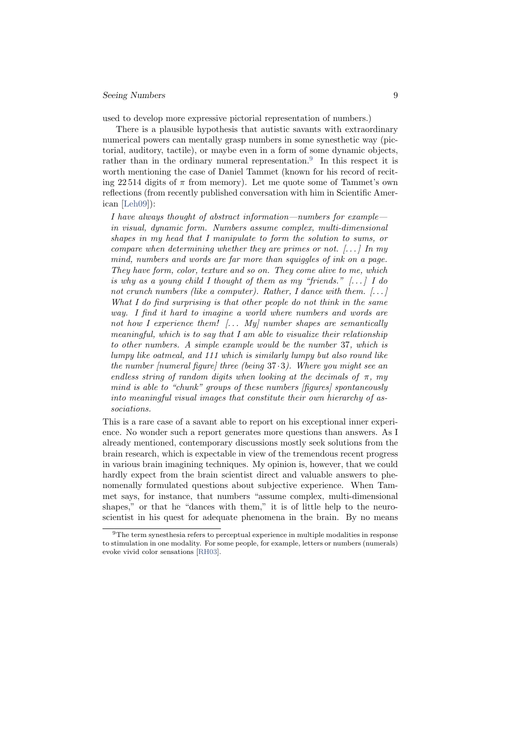used to develop more expressive pictorial representation of numbers.)

There is a plausible hypothesis that autistic savants with extraordinary numerical powers can mentally grasp numbers in some synesthetic way (pictorial, auditory, tactile), or maybe even in a form of some dynamic objects, rather than in the ordinary numeral representation.[9] In this respect it is worth mentioning the case of Daniel Tammet (known for his record of reciting 22 514 digits of $\pi$ from memory). Let me quote some of Tammet's own reflections (from recently published conversation with him in Scientific American [Leh09]):

> *I have always thought of abstract information—numbers for example—in visual, dynamic form. Numbers assume complex, multi-dimensional shapes in my head that I manipulate to form the solution to sums, or compare when determining whether they are primes or not. [...] In my mind, numbers and words are far more than squiggles of ink on a page. They have form, color, texture and so on. They come alive to me, which is why as a young child I thought of them as my "friends." [...] I do not crunch numbers (like a computer). Rather, I dance with them. [...] What I do find surprising is that other people do not think in the same way. I find it hard to imagine a world where numbers and words are not how I experience them! [... My] number shapes are semantically meaningful, which is to say that I am able to visualize their relationship to other numbers. A simple example would be the number* 37*, which is lumpy like oatmeal, and 111 which is similarly lumpy but also round like the number [numeral figure] three (being* $37 \cdot 3$*). Where you might see an endless string of random digits when looking at the decimals of* $\pi$*, my mind is able to "chunk" groups of these numbers [figures] spontaneously into meaningful visual images that constitute their own hierarchy of associations.*

This is a rare case of a savant able to report on his exceptional inner experience. No wonder such a report generates more questions than answers. As I already mentioned, contemporary discussions mostly seek solutions from the brain research, which is expectable in view of the tremendous recent progress in various brain imagining techniques. My opinion is, however, that we could hardly expect from the brain scientist direct and valuable answers to phenomenally formulated questions about subjective experience. When Tammet says, for instance, that numbers "assume complex, multi-dimensional shapes," or that he "dances with them," it is of little help to the neuroscientist in his quest for adequate phenomena in the brain. By no means

[9] The term synesthesia refers to perceptual experience in multiple modalities in response to stimulation in one modality. For some people, for example, letters or numbers (numerals) evoke vivid color sensations [RH03].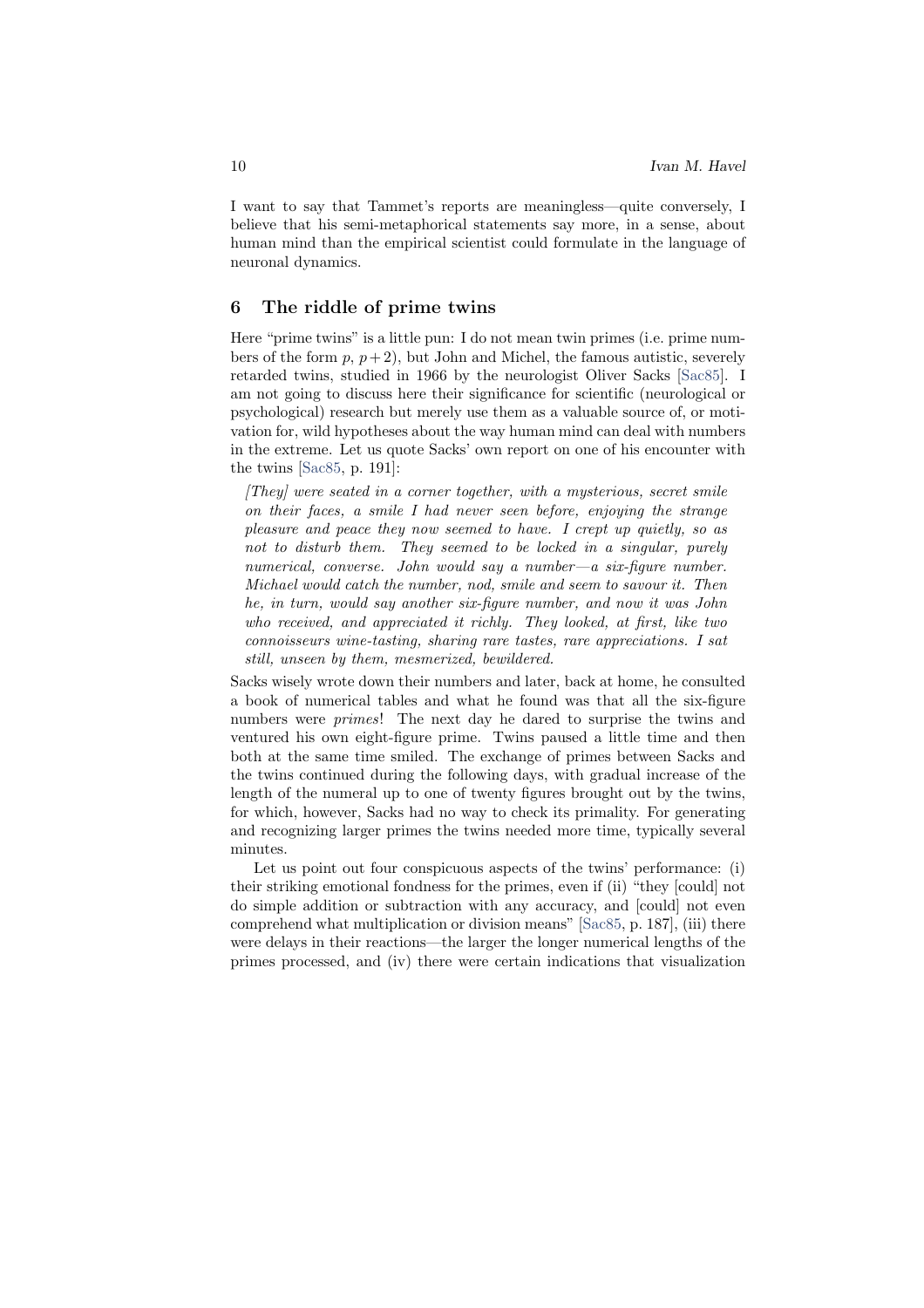I want to say that Tammet's reports are meaningless—quite conversely, I believe that his semi-metaphorical statements say more, in a sense, about human mind than the empirical scientist could formulate in the language of neuronal dynamics.

## 6 The riddle of prime twins

Here "prime twins" is a little pun: I do not mean twin primes (i.e. prime numbers of the form $p$, $p+2$), but John and Michel, the famous autistic, severely retarded twins, studied in 1966 by the neurologist Oliver Sacks [Sac85]. I am not going to discuss here their significance for scientific (neurological or psychological) research but merely use them as a valuable source of, or motivation for, wild hypotheses about the way human mind can deal with numbers in the extreme. Let us quote Sacks' own report on one of his encounter with the twins [Sac85, p. 191]:

> *[They] were seated in a corner together, with a mysterious, secret smile on their faces, a smile I had never seen before, enjoying the strange pleasure and peace they now seemed to have. I crept up quietly, so as not to disturb them. They seemed to be locked in a singular, purely numerical, converse. John would say a number—a six-figure number. Michael would catch the number, nod, smile and seem to savour it. Then he, in turn, would say another six-figure number, and now it was John who received, and appreciated it richly. They looked, at first, like two connoisseurs wine-tasting, sharing rare tastes, rare appreciations. I sat still, unseen by them, mesmerized, bewildered.*

Sacks wisely wrote down their numbers and later, back at home, he consulted a book of numerical tables and what he found was that all the six-figure numbers were *primes*! The next day he dared to surprise the twins and ventured his own eight-figure prime. Twins paused a little time and then both at the same time smiled. The exchange of primes between Sacks and the twins continued during the following days, with gradual increase of the length of the numeral up to one of twenty figures brought out by the twins, for which, however, Sacks had no way to check its primality. For generating and recognizing larger primes the twins needed more time, typically several minutes.

Let us point out four conspicuous aspects of the twins' performance: (i) their striking emotional fondness for the primes, even if (ii) "they [could] not do simple addition or subtraction with any accuracy, and [could] not even comprehend what multiplication or division means" [Sac85, p. 187], (iii) there were delays in their reactions—the larger the longer numerical lengths of the primes processed, and (iv) there were certain indications that visualization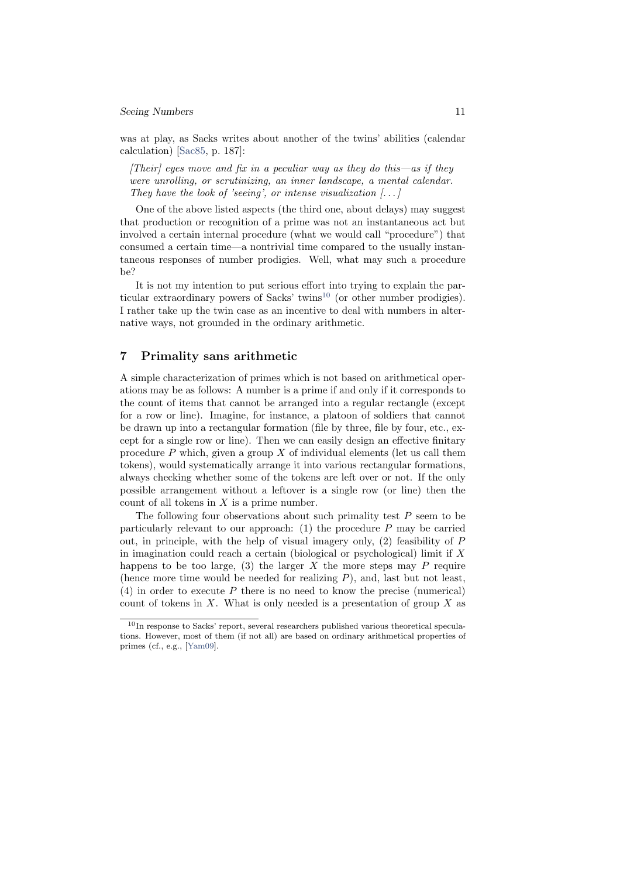was at play, as Sacks writes about another of the twins' abilities (calendar calculation) [Sac85, p. 187]:

> *[Their] eyes move and fix in a peculiar way as they do this—as if they were unrolling, or scrutinizing, an inner landscape, a mental calendar. They have the look of 'seeing', or intense visualization [...]*

One of the above listed aspects (the third one, about delays) may suggest that production or recognition of a prime was not an instantaneous act but involved a certain internal procedure (what we would call "procedure") that consumed a certain time—a nontrivial time compared to the usually instantaneous responses of number prodigies. Well, what may such a procedure be?

It is not my intention to put serious effort into trying to explain the particular extraordinary powers of Sacks' twins[10] (or other number prodigies). I rather take up the twin case as an incentive to deal with numbers in alternative ways, not grounded in the ordinary arithmetic.

## 7 Primality sans arithmetic

A simple characterization of primes which is not based on arithmetical operations may be as follows: A number is a prime if and only if it corresponds to the count of items that cannot be arranged into a regular rectangle (except for a row or line). Imagine, for instance, a platoon of soldiers that cannot be drawn up into a rectangular formation (file by three, file by four, etc., except for a single row or line). Then we can easily design an effective finitary procedure $P$ which, given a group $X$ of individual elements (let us call them tokens), would systematically arrange it into various rectangular formations, always checking whether some of the tokens are left over or not. If the only possible arrangement without a leftover is a single row (or line) then the count of all tokens in $X$ is a prime number.

The following four observations about such primality test $P$ seem to be particularly relevant to our approach: (1) the procedure $P$ may be carried out, in principle, with the help of visual imagery only, (2) feasibility of $P$ in imagination could reach a certain (biological or psychological) limit if $X$ happens to be too large, (3) the larger $X$ the more steps may $P$ require (hence more time would be needed for realizing $P$), and, last but not least, (4) in order to execute $P$ there is no need to know the precise (numerical) count of tokens in $X$. What is only needed is a presentation of group $X$ as

[10] In response to Sacks' report, several researchers published various theoretical speculations. However, most of them (if not all) are based on ordinary arithmetical properties of primes (cf., e.g., [Yam09].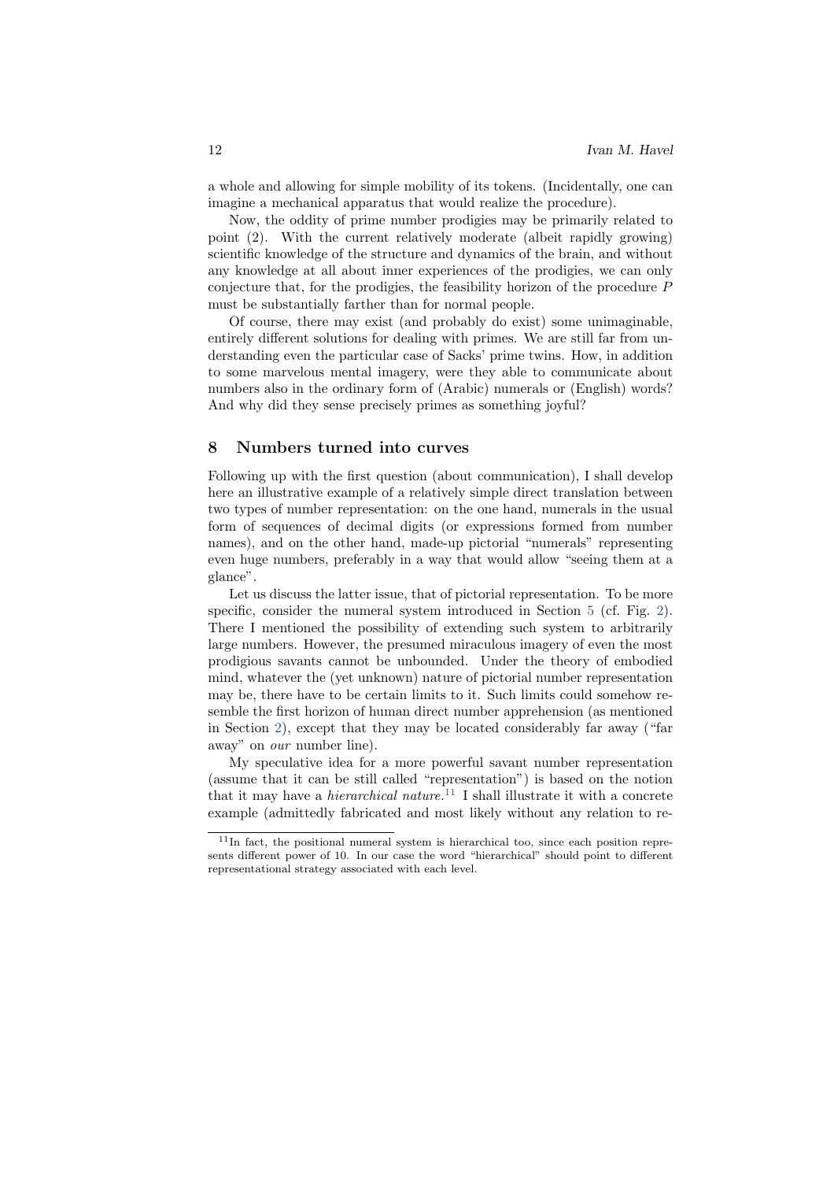a whole and allowing for simple mobility of its tokens. (Incidentally, one can imagine a mechanical apparatus that would realize the procedure).

Now, the oddity of prime number prodigies may be primarily related to point (2). With the current relatively moderate (albeit rapidly growing) scientific knowledge of the structure and dynamics of the brain, and without any knowledge at all about inner experiences of the prodigies, we can only conjecture that, for the prodigies, the feasibility horizon of the procedure $P$ must be substantially farther than for normal people.

Of course, there may exist (and probably do exist) some unimaginable, entirely different solutions for dealing with primes. We are still far from understanding even the particular case of Sacks' prime twins. How, in addition to some marvelous mental imagery, were they able to communicate about numbers also in the ordinary form of (Arabic) numerals or (English) words? And why did they sense precisely primes as something joyful?

## 8 Numbers turned into curves

Following up with the first question (about communication), I shall develop here an illustrative example of a relatively simple direct translation between two types of number representation: on the one hand, numerals in the usual form of sequences of decimal digits (or expressions formed from number names), and on the other hand, made-up pictorial "numerals" representing even huge numbers, preferably in a way that would allow "seeing them at a glance".

Let us discuss the latter issue, that of pictorial representation. To be more specific, consider the numeral system introduced in Section 5 (cf. Fig. 2). There I mentioned the possibility of extending such system to arbitrarily large numbers. However, the presumed miraculous imagery of even the most prodigious savants cannot be unbounded. Under the theory of embodied mind, whatever the (yet unknown) nature of pictorial number representation may be, there have to be certain limits to it. Such limits could somehow resemble the first horizon of human direct number apprehension (as mentioned in Section 2), except that they may be located considerably far away ("far away" on *our* number line).

My speculative idea for a more powerful savant number representation (assume that it can be still called "representation") is based on the notion that it may have a *hierarchical nature*.[11] I shall illustrate it with a concrete example (admittedly fabricated and most likely without any relation to re-

[11] In fact, the positional numeral system is hierarchical too, since each position represents different power of 10. In our case the word "hierarchical" should point to different representational strategy associated with each level.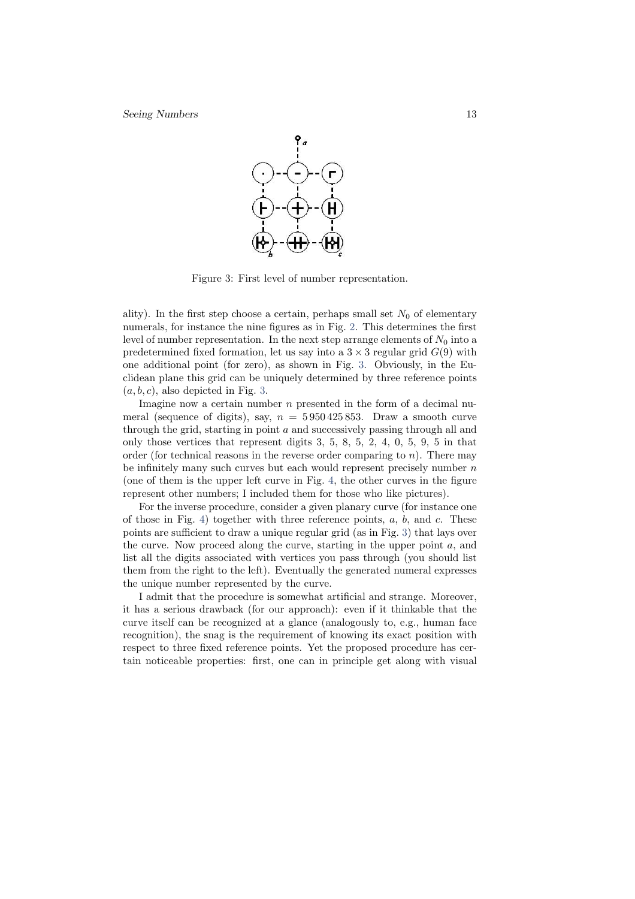Figure 3: First level of number representation.

ality). In the first step choose a certain, perhaps small set $N_0$ of elementary numerals, for instance the nine figures as in Fig. 2. This determines the first level of number representation. In the next step arrange elements of $N_0$ into a predetermined fixed formation, let us say into a $3 \times 3$ regular grid $G(9)$ with one additional point (for zero), as shown in Fig. 3. Obviously, in the Euclidean plane this grid can be uniquely determined by three reference points $(a, b, c)$, also depicted in Fig. 3.

Imagine now a certain number $n$ presented in the form of a decimal numeral (sequence of digits), say, $n = 5\,950\,425\,853$. Draw a smooth curve through the grid, starting in point $a$ and successively passing through all and only those vertices that represent digits 3, 5, 8, 5, 2, 4, 0, 5, 9, 5 in that order (for technical reasons in the reverse order comparing to $n$). There may be infinitely many such curves but each would represent precisely number $n$ (one of them is the upper left curve in Fig. 4, the other curves in the figure represent other numbers; I included them for those who like pictures).

For the inverse procedure, consider a given planary curve (for instance one of those in Fig. 4) together with three reference points, $a$, $b$, and $c$. These points are sufficient to draw a unique regular grid (as in Fig. 3) that lays over the curve. Now proceed along the curve, starting in the upper point $a$, and list all the digits associated with vertices you pass through (you should list them from the right to the left). Eventually the generated numeral expresses the unique number represented by the curve.

I admit that the procedure is somewhat artificial and strange. Moreover, it has a serious drawback (for our approach): even if it thinkable that the curve itself can be recognized at a glance (analogously to, e.g., human face recognition), the snag is the requirement of knowing its exact position with respect to three fixed reference points. Yet the proposed procedure has certain noticeable properties: first, one can in principle get along with visual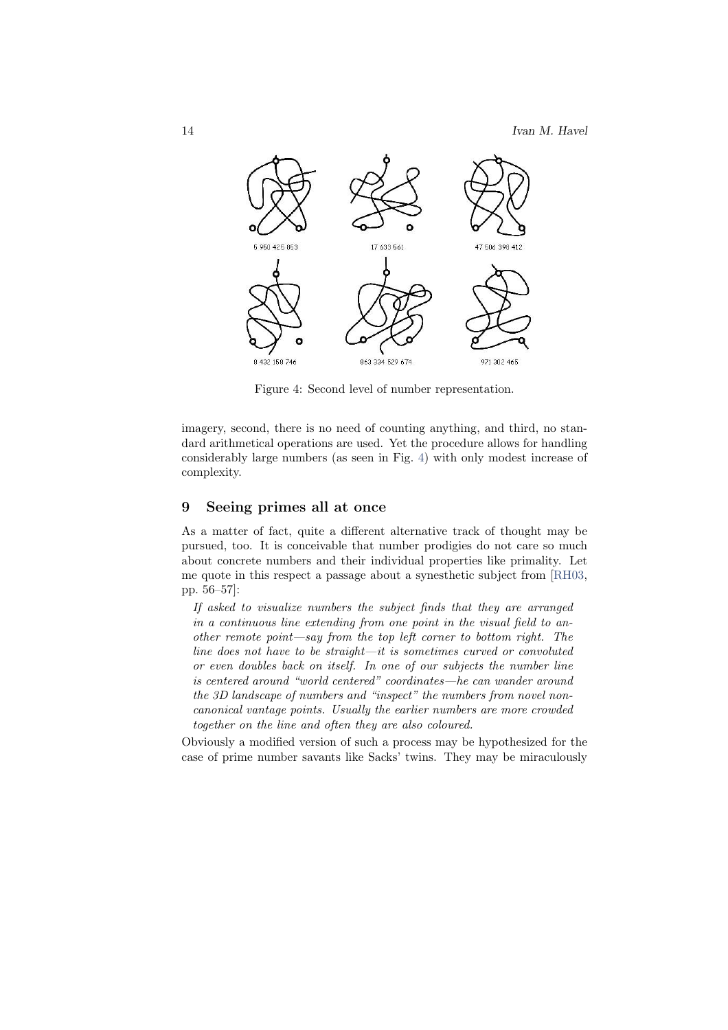5 950 425 853

17 633 561

47 506 398 412

8 432 158 746

863 334 529 674

971 302 465

Figure 4: Second level of number representation.

imagery, second, there is no need of counting anything, and third, no standard arithmetical operations are used. Yet the procedure allows for handling considerably large numbers (as seen in Fig. 4) with only modest increase of complexity.

## 9 Seeing primes all at once

As a matter of fact, quite a different alternative track of thought may be pursued, too. It is conceivable that number prodigies do not care so much about concrete numbers and their individual properties like primality. Let me quote in this respect a passage about a synesthetic subject from [RH03, pp. 56–57]:

> *If asked to visualize numbers the subject finds that they are arranged in a continuous line extending from one point in the visual field to another remote point—say from the top left corner to bottom right. The line does not have to be straight—it is sometimes curved or convoluted or even doubles back on itself. In one of our subjects the number line is centered around "world centered" coordinates—he can wander around the 3D landscape of numbers and "inspect" the numbers from novel non-canonical vantage points. Usually the earlier numbers are more crowded together on the line and often they are also coloured.*

Obviously a modified version of such a process may be hypothesized for the case of prime number savants like Sacks' twins. They may be miraculously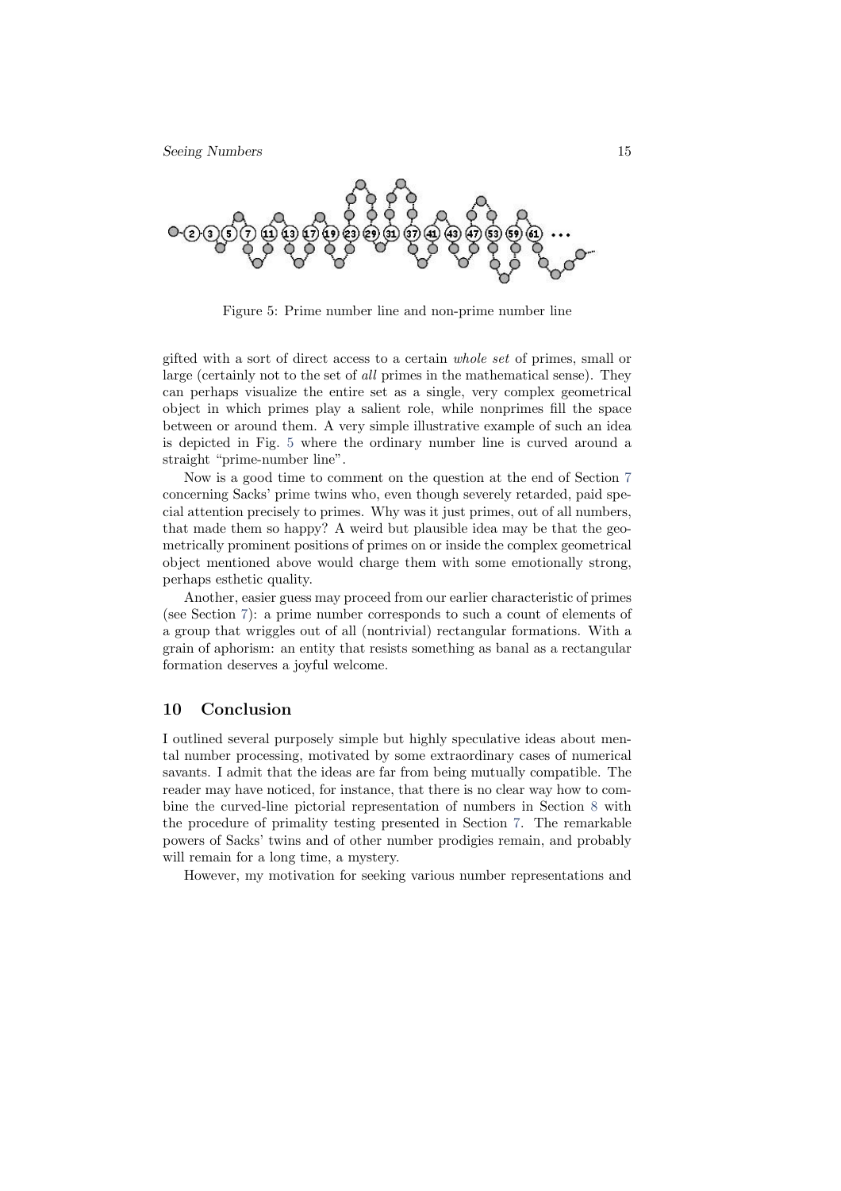2 3 5 7 11 13 17 19 23 29 31 37 41 43 47 53 59 61 ...

Figure 5: Prime number line and non-prime number line

gifted with a sort of direct access to a certain *whole set* of primes, small or large (certainly not to the set of *all* primes in the mathematical sense). They can perhaps visualize the entire set as a single, very complex geometrical object in which primes play a salient role, while nonprimes fill the space between or around them. A very simple illustrative example of such an idea is depicted in Fig. 5 where the ordinary number line is curved around a straight "prime-number line".

Now is a good time to comment on the question at the end of Section 7 concerning Sacks' prime twins who, even though severely retarded, paid special attention precisely to primes. Why was it just primes, out of all numbers, that made them so happy? A weird but plausible idea may be that the geometrically prominent positions of primes on or inside the complex geometrical object mentioned above would charge them with some emotionally strong, perhaps esthetic quality.

Another, easier guess may proceed from our earlier characteristic of primes (see Section 7): a prime number corresponds to such a count of elements of a group that wriggles out of all (nontrivial) rectangular formations. With a grain of aphorism: an entity that resists something as banal as a rectangular formation deserves a joyful welcome.

## 10 Conclusion

I outlined several purposely simple but highly speculative ideas about mental number processing, motivated by some extraordinary cases of numerical savants. I admit that the ideas are far from being mutually compatible. The reader may have noticed, for instance, that there is no clear way how to combine the curved-line pictorial representation of numbers in Section 8 with the procedure of primality testing presented in Section 7. The remarkable powers of Sacks' twins and of other number prodigies remain, and probably will remain for a long time, a mystery.

However, my motivation for seeking various number representations and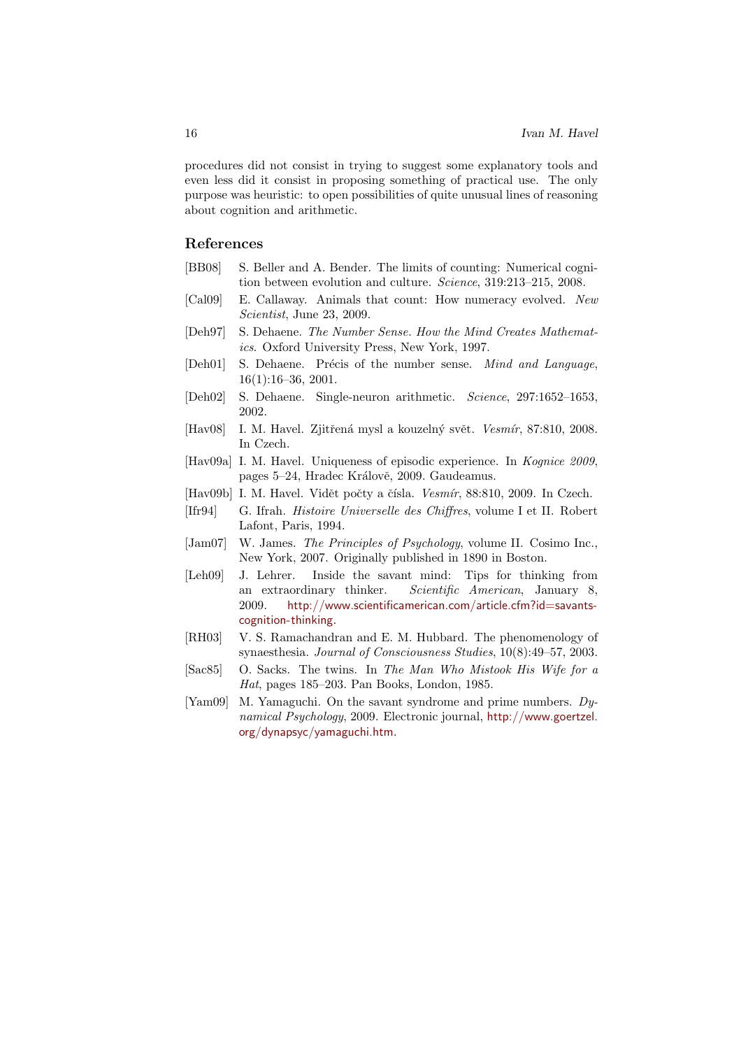procedures did not consist in trying to suggest some explanatory tools and even less did it consist in proposing something of practical use. The only purpose was heuristic: to open possibilities of quite unusual lines of reasoning about cognition and arithmetic.

## References

[BB08] S. Beller and A. Bender. The limits of counting: Numerical cognition between evolution and culture. *Science*, 319:213–215, 2008.

[Cal09] E. Callaway. Animals that count: How numeracy evolved. *New Scientist*, June 23, 2009.

[Deh97] S. Dehaene. *The Number Sense. How the Mind Creates Mathematics*. Oxford University Press, New York, 1997.

[Deh01] S. Dehaene. Précis of the number sense. *Mind and Language*, 16(1):16–36, 2001.

[Deh02] S. Dehaene. Single-neuron arithmetic. *Science*, 297:1652–1653, 2002.

[Hav08] I. M. Havel. Zjitřená mysl a kouzelný svět. *Vesmír*, 87:810, 2008. In Czech.

[Hav09a] I. M. Havel. Uniqueness of episodic experience. In *Kognice 2009*, pages 5–24, Hradec Králově, 2009. Gaudeamus.

[Hav09b] I. M. Havel. Vidět počty a čísla. *Vesmír*, 88:810, 2009. In Czech.

[Ifr94] G. Ifrah. *Histoire Universelle des Chiffres*, volume I et II. Robert Lafont, Paris, 1994.

[Jam07] W. James. *The Principles of Psychology*, volume II. Cosimo Inc., New York, 2007. Originally published in 1890 in Boston.

[Leh09] J. Lehrer. Inside the savant mind: Tips for thinking from an extraordinary thinker. *Scientific American*, January 8, 2009. http://www.scientificamerican.com/article.cfm?id=savants-cognition-thinking.

[RH03] V. S. Ramachandran and E. M. Hubbard. The phenomenology of synaesthesia. *Journal of Consciousness Studies*, 10(8):49–57, 2003.

[Sac85] O. Sacks. The twins. In *The Man Who Mistook His Wife for a Hat*, pages 185–203. Pan Books, London, 1985.

[Yam09] M. Yamaguchi. On the savant syndrome and prime numbers. *Dynamical Psychology*, 2009. Electronic journal, http://www.goertzel.org/dynapsyc/yamaguchi.htm.